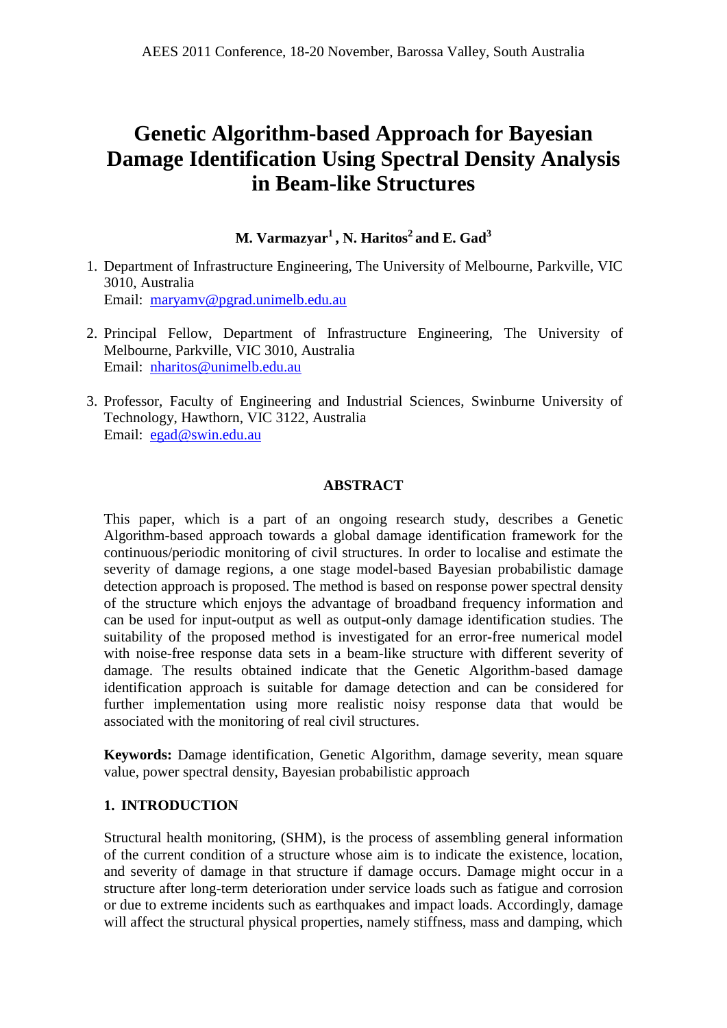# Genetic Algorithm-based Approach for Bayesian Damage Identification Using Spectral Density Analysis in Beam-like Structures

**M. Varmazyar[1], N. Haritos[2] and E. Gad[3]**

1. Department of Infrastructure Engineering, The University of Melbourne, Parkville, VIC 3010, Australia
   Email: maryamv@pgrad.unimelb.edu.au

2. Principal Fellow, Department of Infrastructure Engineering, The University of Melbourne, Parkville, VIC 3010, Australia
   Email: nharitos@unimelb.edu.au

3. Professor, Faculty of Engineering and Industrial Sciences, Swinburne University of Technology, Hawthorn, VIC 3122, Australia
   Email: egad@swin.edu.au

## ABSTRACT

This paper, which is a part of an ongoing research study, describes a Genetic Algorithm-based approach towards a global damage identification framework for the continuous/periodic monitoring of civil structures. In order to localise and estimate the severity of damage regions, a one stage model-based Bayesian probabilistic damage detection approach is proposed. The method is based on response power spectral density of the structure which enjoys the advantage of broadband frequency information and can be used for input-output as well as output-only damage identification studies. The suitability of the proposed method is investigated for an error-free numerical model with noise-free response data sets in a beam-like structure with different severity of damage. The results obtained indicate that the Genetic Algorithm-based damage identification approach is suitable for damage detection and can be considered for further implementation using more realistic noisy response data that would be associated with the monitoring of real civil structures.

**Keywords:** Damage identification, Genetic Algorithm, damage severity, mean square value, power spectral density, Bayesian probabilistic approach

## 1. INTRODUCTION

Structural health monitoring, (SHM), is the process of assembling general information of the current condition of a structure whose aim is to indicate the existence, location, and severity of damage in that structure if damage occurs. Damage might occur in a structure after long-term deterioration under service loads such as fatigue and corrosion or due to extreme incidents such as earthquakes and impact loads. Accordingly, damage will affect the structural physical properties, namely stiffness, mass and damping, which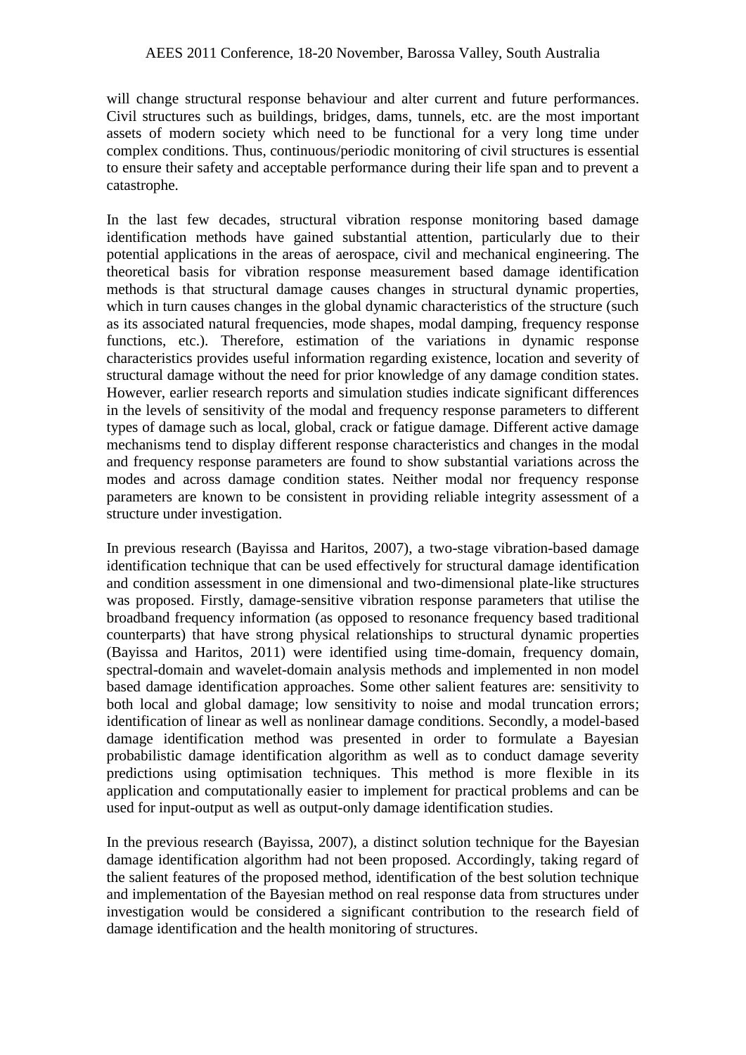will change structural response behaviour and alter current and future performances. Civil structures such as buildings, bridges, dams, tunnels, etc. are the most important assets of modern society which need to be functional for a very long time under complex conditions. Thus, continuous/periodic monitoring of civil structures is essential to ensure their safety and acceptable performance during their life span and to prevent a catastrophe.

In the last few decades, structural vibration response monitoring based damage identification methods have gained substantial attention, particularly due to their potential applications in the areas of aerospace, civil and mechanical engineering. The theoretical basis for vibration response measurement based damage identification methods is that structural damage causes changes in structural dynamic properties, which in turn causes changes in the global dynamic characteristics of the structure (such as its associated natural frequencies, mode shapes, modal damping, frequency response functions, etc.). Therefore, estimation of the variations in dynamic response characteristics provides useful information regarding existence, location and severity of structural damage without the need for prior knowledge of any damage condition states. However, earlier research reports and simulation studies indicate significant differences in the levels of sensitivity of the modal and frequency response parameters to different types of damage such as local, global, crack or fatigue damage. Different active damage mechanisms tend to display different response characteristics and changes in the modal and frequency response parameters are found to show substantial variations across the modes and across damage condition states. Neither modal nor frequency response parameters are known to be consistent in providing reliable integrity assessment of a structure under investigation.

In previous research (Bayissa and Haritos, 2007), a two-stage vibration-based damage identification technique that can be used effectively for structural damage identification and condition assessment in one dimensional and two-dimensional plate-like structures was proposed. Firstly, damage-sensitive vibration response parameters that utilise the broadband frequency information (as opposed to resonance frequency based traditional counterparts) that have strong physical relationships to structural dynamic properties (Bayissa and Haritos, 2011) were identified using time-domain, frequency domain, spectral-domain and wavelet-domain analysis methods and implemented in non model based damage identification approaches. Some other salient features are: sensitivity to both local and global damage; low sensitivity to noise and modal truncation errors; identification of linear as well as nonlinear damage conditions. Secondly, a model-based damage identification method was presented in order to formulate a Bayesian probabilistic damage identification algorithm as well as to conduct damage severity predictions using optimisation techniques. This method is more flexible in its application and computationally easier to implement for practical problems and can be used for input-output as well as output-only damage identification studies.

In the previous research (Bayissa, 2007), a distinct solution technique for the Bayesian damage identification algorithm had not been proposed. Accordingly, taking regard of the salient features of the proposed method, identification of the best solution technique and implementation of the Bayesian method on real response data from structures under investigation would be considered a significant contribution to the research field of damage identification and the health monitoring of structures.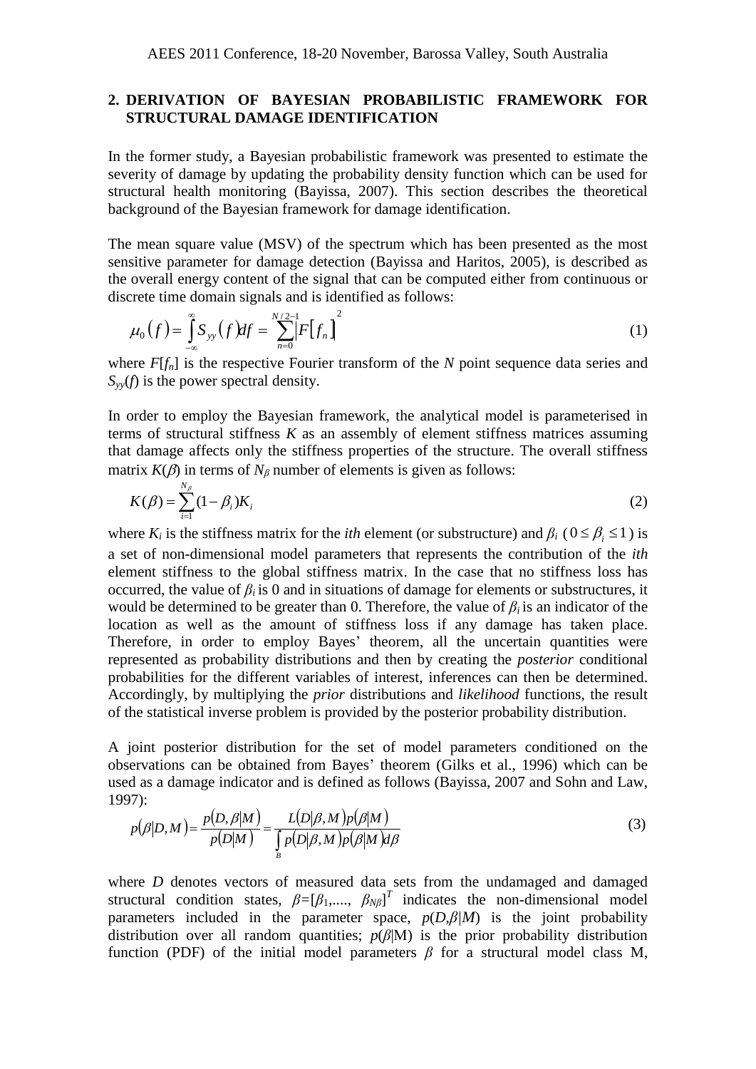## 2. DERIVATION OF BAYESIAN PROBABILISTIC FRAMEWORK FOR STRUCTURAL DAMAGE IDENTIFICATION

In the former study, a Bayesian probabilistic framework was presented to estimate the severity of damage by updating the probability density function which can be used for structural health monitoring (Bayissa, 2007). This section describes the theoretical background of the Bayesian framework for damage identification.

The mean square value (MSV) of the spectrum which has been presented as the most sensitive parameter for damage detection (Bayissa and Haritos, 2005), is described as the overall energy content of the signal that can be computed either from continuous or discrete time domain signals and is identified as follows:

$$\mu_0(f) = \int_{-\infty}^{\infty} S_{yy}(f)df = \sum_{n=0}^{N/2-1} \left| F[f_n] \right|^2 \tag{1}$$

where $F[f_n]$ is the respective Fourier transform of the $N$ point sequence data series and $S_{yy}(f)$ is the power spectral density.

In order to employ the Bayesian framework, the analytical model is parameterised in terms of structural stiffness $K$ as an assembly of element stiffness matrices assuming that damage affects only the stiffness properties of the structure. The overall stiffness matrix $K(\beta)$ in terms of $N_\beta$ number of elements is given as follows:

$$K(\beta) = \sum_{i=1}^{N_\beta} (1-\beta_i) K_i \tag{2}$$

where $K_i$ is the stiffness matrix for the *ith* element (or substructure) and $\beta_i$ ($0 \le \beta_i \le 1$) is a set of non-dimensional model parameters that represents the contribution of the *ith* element stiffness to the global stiffness matrix. In the case that no stiffness loss has occurred, the value of $\beta_i$ is 0 and in situations of damage for elements or substructures, it would be determined to be greater than 0. Therefore, the value of $\beta_i$ is an indicator of the location as well as the amount of stiffness loss if any damage has taken place. Therefore, in order to employ Bayes' theorem, all the uncertain quantities were represented as probability distributions and then by creating the *posterior* conditional probabilities for the different variables of interest, inferences can then be determined. Accordingly, by multiplying the *prior* distributions and *likelihood* functions, the result of the statistical inverse problem is provided by the posterior probability distribution.

A joint posterior distribution for the set of model parameters conditioned on the observations can be obtained from Bayes' theorem (Gilks et al., 1996) which can be used as a damage indicator and is defined as follows (Bayissa, 2007 and Sohn and Law, 1997):

$$p(\beta|D,M) = \frac{p(D,\beta|M)}{p(D|M)} = \frac{L(D|\beta,M)p(\beta|M)}{\int_B p(D|\beta,M)p(\beta|M)d\beta} \tag{3}$$

where $D$ denotes vectors of measured data sets from the undamaged and damaged structural condition states, $\beta=[\beta_1,....,\ \beta_{N\beta}]^T$ indicates the non-dimensional model parameters included in the parameter space, $p(D,\beta|M)$ is the joint probability distribution over all random quantities; $p(\beta|\text{M})$ is the prior probability distribution function (PDF) of the initial model parameters $\beta$ for a structural model class M,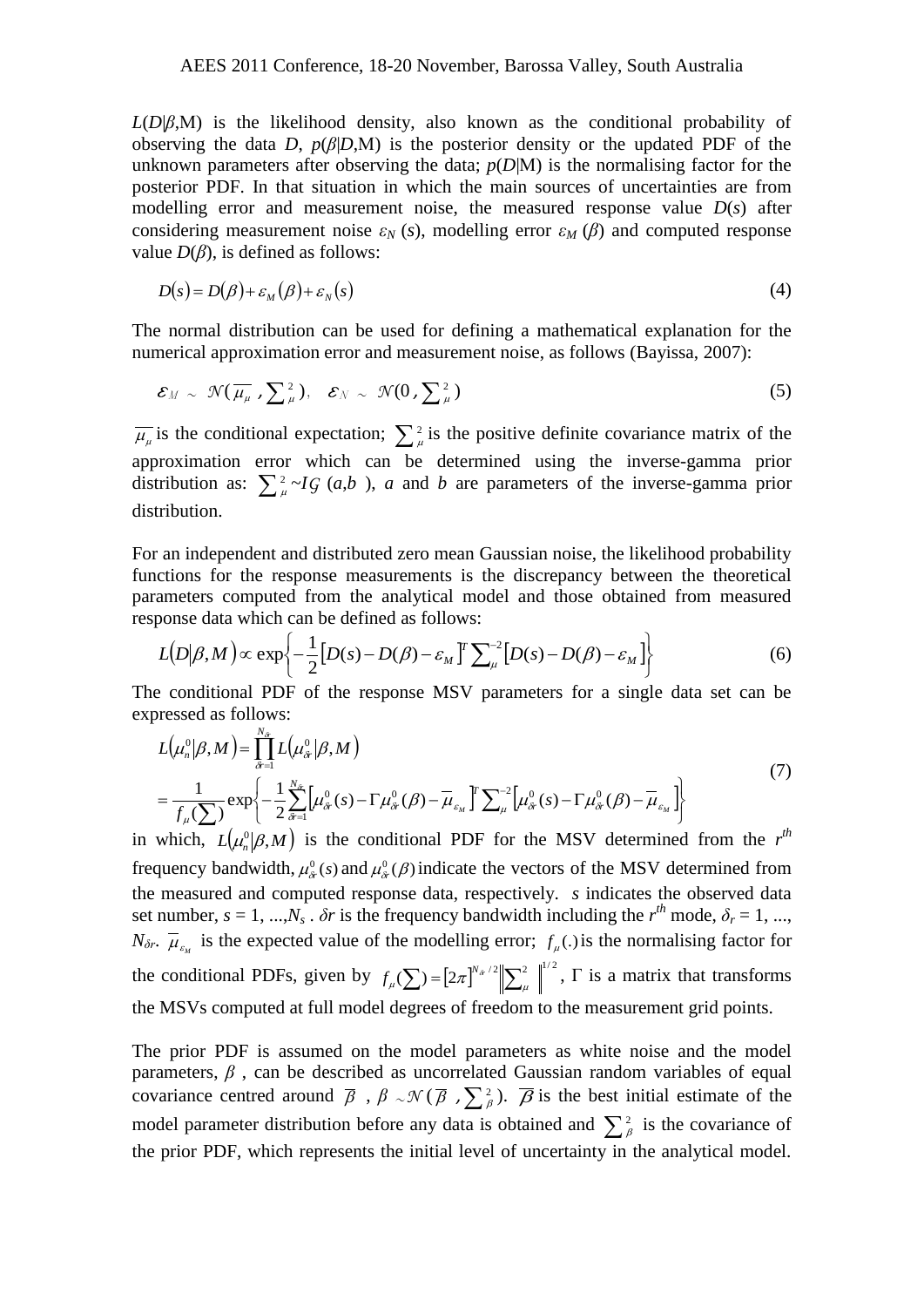$L(D|\beta,M)$ is the likelihood density, also known as the conditional probability of observing the data $D$, $p(\beta|D,M)$ is the posterior density or the updated PDF of the unknown parameters after observing the data; $p(D|M)$ is the normalising factor for the posterior PDF. In that situation in which the main sources of uncertainties are from modelling error and measurement noise, the measured response value $D(s)$ after considering measurement noise $\varepsilon_N(s)$, modelling error $\varepsilon_M(\beta)$ and computed response value $D(\beta)$, is defined as follows:

$$D(s) = D(\beta) + \varepsilon_M(\beta) + \varepsilon_N(s) \tag{4}$$

The normal distribution can be used for defining a mathematical explanation for the numerical approximation error and measurement noise, as follows (Bayissa, 2007):

$$\varepsilon_M \sim \mathcal{N}(\overline{\mu_\mu}, \textstyle\sum_\mu^2), \quad \varepsilon_N \sim \mathcal{N}(0, \textstyle\sum_\mu^2) \tag{5}$$

$\overline{\mu_\mu}$ is the conditional expectation; $\sum_\mu^2$ is the positive definite covariance matrix of the approximation error which can be determined using the inverse-gamma prior distribution as: $\sum_\mu^2 \sim I\mathcal{G}(a,b)$, $a$ and $b$ are parameters of the inverse-gamma prior distribution.

For an independent and distributed zero mean Gaussian noise, the likelihood probability functions for the response measurements is the discrepancy between the theoretical parameters computed from the analytical model and those obtained from measured response data which can be defined as follows:

$$L(D|\beta,M) \propto \exp\left\{-\frac{1}{2}\left[D(s) - D(\beta) - \varepsilon_M\right]^T \textstyle\sum_\mu^{-2}\left[D(s) - D(\beta) - \varepsilon_M\right]\right\} \tag{6}$$

The conditional PDF of the response MSV parameters for a single data set can be expressed as follows:

$$\begin{aligned} L(\mu_n^0|\beta,M) &= \prod_{\delta r=1}^{N_{\delta r}} L(\mu_{\delta r}^0|\beta,M) \\ &= \frac{1}{f_\mu(\sum)} \exp\left\{-\frac{1}{2}\sum_{\delta r=1}^{N_{\delta r}}\left[\mu_{\delta r}^0(s) - \Gamma\mu_{\delta r}^0(\beta) - \overline{\mu}_{\varepsilon_M}\right]^T \textstyle\sum_\mu^{-2}\left[\mu_{\delta r}^0(s) - \Gamma\mu_{\delta r}^0(\beta) - \overline{\mu}_{\varepsilon_M}\right]\right\} \end{aligned} \tag{7}$$

in which, $L(\mu_n^0|\beta,M)$ is the conditional PDF for the MSV determined from the $r^{th}$ frequency bandwidth, $\mu_{\delta r}^0(s)$ and $\mu_{\delta r}^0(\beta)$ indicate the vectors of the MSV determined from the measured and computed response data, respectively. $s$ indicates the observed data set number, $s = 1, ..., N_s$. $\delta r$ is the frequency bandwidth including the $r^{th}$ mode, $\delta_r = 1, ..., N_{\delta r}$. $\overline{\mu}_{\varepsilon_M}$ is the expected value of the modelling error; $f_\mu(.)$ is the normalising factor for the conditional PDFs, given by $f_\mu(\sum) = \left[2\pi\right]^{N_{\delta r}/2}\left\|\sum_\mu^2\right\|^{1/2}$, $\Gamma$ is a matrix that transforms the MSVs computed at full model degrees of freedom to the measurement grid points.

The prior PDF is assumed on the model parameters as white noise and the model parameters, $\beta$, can be described as uncorrelated Gaussian random variables of equal covariance centred around $\overline{\beta}$, $\beta \sim \mathcal{N}(\overline{\beta}, \sum_\beta^2)$. $\overline{\beta}$ is the best initial estimate of the model parameter distribution before any data is obtained and $\sum_\beta^2$ is the covariance of the prior PDF, which represents the initial level of uncertainty in the analytical model.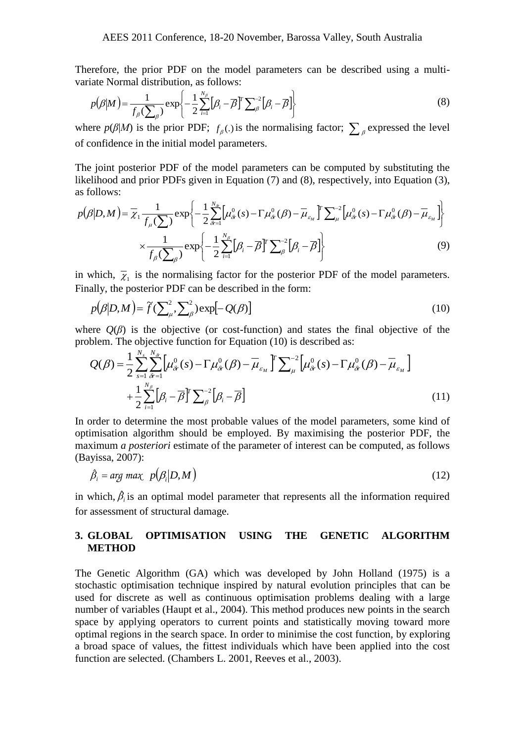Therefore, the prior PDF on the model parameters can be described using a multi-variate Normal distribution, as follows:

$$p(\beta|M) = \frac{1}{f_\beta(\sum_\beta)} \exp\left\{-\frac{1}{2}\sum_{i=1}^{N_\beta}\left[\beta_i - \overline{\beta}\right]^T \sum\nolimits_\beta^{-2}\left[\beta_i - \overline{\beta}\right]\right\} \tag{8}$$

where $p(\beta|M)$ is the prior PDF; $f_\beta(.)$ is the normalising factor; $\sum_\beta$ expressed the level of confidence in the initial model parameters.

The joint posterior PDF of the model parameters can be computed by substituting the likelihood and prior PDFs given in Equation (7) and (8), respectively, into Equation (3), as follows:

$$\begin{aligned} p(\beta|D,M) = \overline{\chi}_1 \frac{1}{f_\mu(\sum)} \exp\left\{-\frac{1}{2}\sum_{\delta r=1}^{N_{\delta r}}\left[\mu_{\delta r}^0(s) - \Gamma\mu_{\delta r}^0(\beta) - \overline{\mu}_{\varepsilon_M}\right]^T \sum\nolimits_\mu^{-2}\left[\mu_{\delta r}^0(s) - \Gamma\mu_{\delta r}^0(\beta) - \overline{\mu}_{\varepsilon_M}\right]\right\} \\ \times \frac{1}{f_\beta(\sum_\beta)} \exp\left\{-\frac{1}{2}\sum_{i=1}^{N_\beta}\left[\beta_i - \overline{\beta}\right]^T \sum\nolimits_\beta^{-2}\left[\beta_i - \overline{\beta}\right]\right\} \end{aligned} \tag{9}$$

in which, $\overline{\chi}_1$ is the normalising factor for the posterior PDF of the model parameters. Finally, the posterior PDF can be described in the form:

$$p(\beta|D,M) = \widetilde{f}\left(\sum\nolimits_\mu^2, \sum\nolimits_\beta^2\right)\exp\left[-Q(\beta)\right] \tag{10}$$

where $Q(\beta)$ is the objective (or cost-function) and states the final objective of the problem. The objective function for Equation (10) is described as:

$$\begin{aligned} Q(\beta) = \frac{1}{2}\sum_{s=1}^{N_s}\sum_{\delta r=1}^{N_{\delta r}}\left[\mu_{\delta r}^0(s) - \Gamma\mu_{\delta r}^0(\beta) - \overline{\mu}_{\varepsilon_M}\right]^T \sum\nolimits_\mu^{-2}\left[\mu_{\delta r}^0(s) - \Gamma\mu_{\delta r}^0(\beta) - \overline{\mu}_{\varepsilon_M}\right] \\ + \frac{1}{2}\sum_{i=1}^{N_\beta}\left[\beta_i - \overline{\beta}\right]^T \sum\nolimits_\beta^{-2}\left[\beta_i - \overline{\beta}\right] \end{aligned} \tag{11}$$

In order to determine the most probable values of the model parameters, some kind of optimisation algorithm should be employed. By maximising the posterior PDF, the maximum *a posteriori* estimate of the parameter of interest can be computed, as follows (Bayissa, 2007):

$$\hat{\beta}_i = \arg\max \; p(\beta_i|D,M) \tag{12}$$

in which, $\hat{\beta}_i$ is an optimal model parameter that represents all the information required for assessment of structural damage.

## 3. GLOBAL OPTIMISATION USING THE GENETIC ALGORITHM METHOD

The Genetic Algorithm (GA) which was developed by John Holland (1975) is a stochastic optimisation technique inspired by natural evolution principles that can be used for discrete as well as continuous optimisation problems dealing with a large number of variables (Haupt et al., 2004). This method produces new points in the search space by applying operators to current points and statistically moving toward more optimal regions in the search space. In order to minimise the cost function, by exploring a broad space of values, the fittest individuals which have been applied into the cost function are selected. (Chambers L. 2001, Reeves et al., 2003).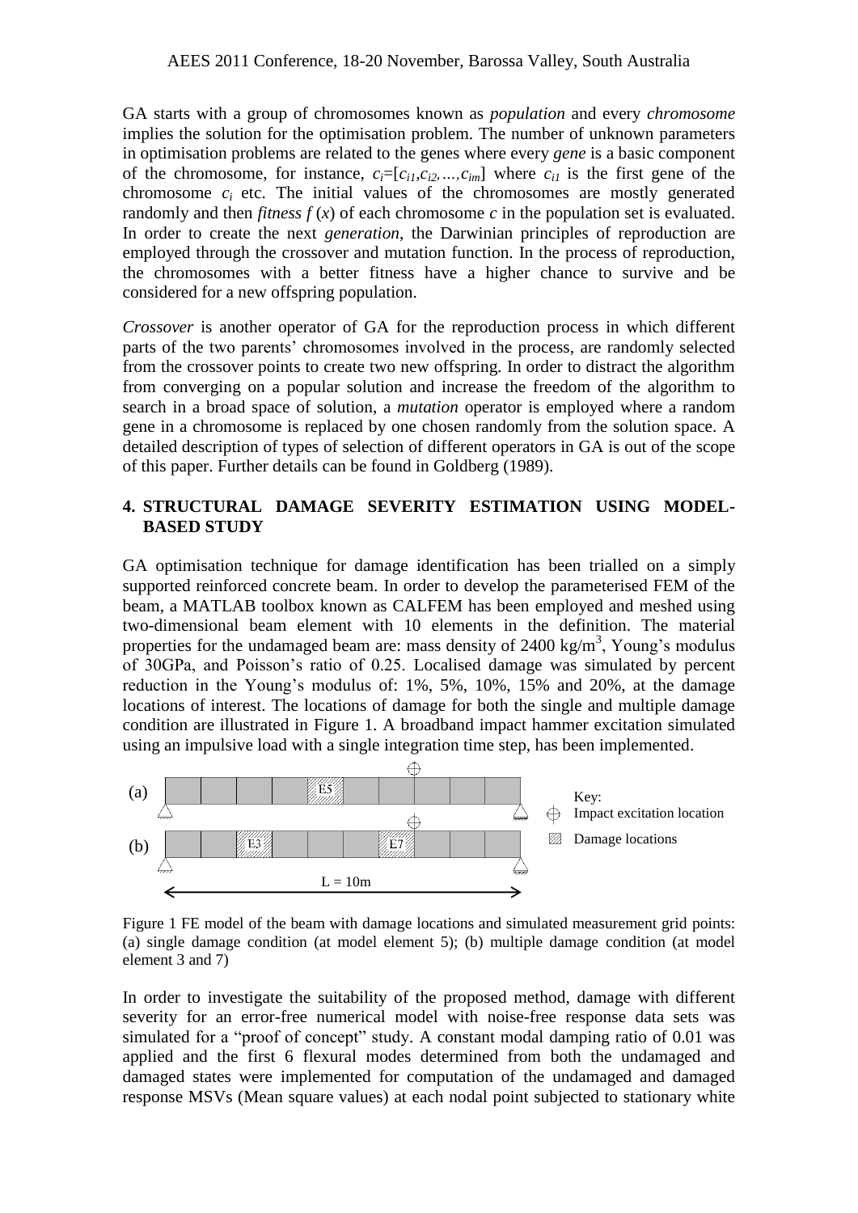GA starts with a group of chromosomes known as *population* and every *chromosome* implies the solution for the optimisation problem. The number of unknown parameters in optimisation problems are related to the genes where every *gene* is a basic component of the chromosome, for instance, $c_i=[c_{i1},c_{i2},...,c_{im}]$ where $c_{i1}$ is the first gene of the chromosome $c_i$ etc. The initial values of the chromosomes are mostly generated randomly and then *fitness* $f(x)$ of each chromosome $c$ in the population set is evaluated. In order to create the next *generation*, the Darwinian principles of reproduction are employed through the crossover and mutation function. In the process of reproduction, the chromosomes with a better fitness have a higher chance to survive and be considered for a new offspring population.

*Crossover* is another operator of GA for the reproduction process in which different parts of the two parents' chromosomes involved in the process, are randomly selected from the crossover points to create two new offspring. In order to distract the algorithm from converging on a popular solution and increase the freedom of the algorithm to search in a broad space of solution, a *mutation* operator is employed where a random gene in a chromosome is replaced by one chosen randomly from the solution space. A detailed description of types of selection of different operators in GA is out of the scope of this paper. Further details can be found in Goldberg (1989).

## 4. STRUCTURAL DAMAGE SEVERITY ESTIMATION USING MODEL-BASED STUDY

GA optimisation technique for damage identification has been trialled on a simply supported reinforced concrete beam. In order to develop the parameterised FEM of the beam, a MATLAB toolbox known as CALFEM has been employed and meshed using two-dimensional beam element with 10 elements in the definition. The material properties for the undamaged beam are: mass density of 2400 kg/m$^3$, Young's modulus of 30GPa, and Poisson's ratio of 0.25. Localised damage was simulated by percent reduction in the Young's modulus of: 1%, 5%, 10%, 15% and 20%, at the damage locations of interest. The locations of damage for both the single and multiple damage condition are illustrated in Figure 1. A broadband impact hammer excitation simulated using an impulsive load with a single integration time step, has been implemented.

Figure 1 FE model of the beam with damage locations and simulated measurement grid points: (a) single damage condition (at model element 5); (b) multiple damage condition (at model element 3 and 7)

In order to investigate the suitability of the proposed method, damage with different severity for an error-free numerical model with noise-free response data sets was simulated for a "proof of concept" study. A constant modal damping ratio of 0.01 was applied and the first 6 flexural modes determined from both the undamaged and damaged states were implemented for computation of the undamaged and damaged response MSVs (Mean square values) at each nodal point subjected to stationary white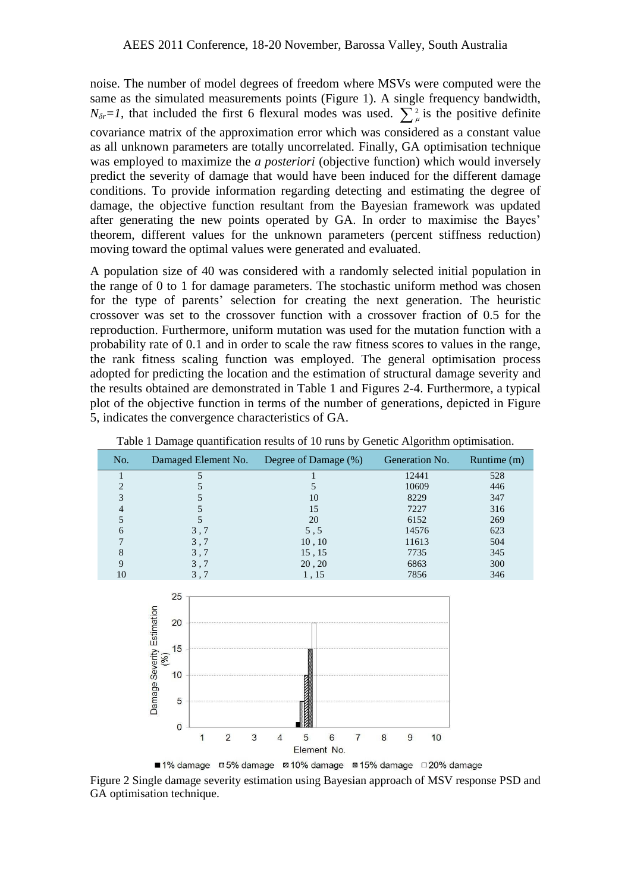noise. The number of model degrees of freedom where MSVs were computed were the same as the simulated measurements points (Figure 1). A single frequency bandwidth, $N_{\delta r}=1$, that included the first 6 flexural modes was used. $\sum_{\mu}^{2}$ is the positive definite covariance matrix of the approximation error which was considered as a constant value as all unknown parameters are totally uncorrelated. Finally, GA optimisation technique was employed to maximize the *a posteriori* (objective function) which would inversely predict the severity of damage that would have been induced for the different damage conditions. To provide information regarding detecting and estimating the degree of damage, the objective function resultant from the Bayesian framework was updated after generating the new points operated by GA. In order to maximise the Bayes' theorem, different values for the unknown parameters (percent stiffness reduction) moving toward the optimal values were generated and evaluated.

A population size of 40 was considered with a randomly selected initial population in the range of 0 to 1 for damage parameters. The stochastic uniform method was chosen for the type of parents' selection for creating the next generation. The heuristic crossover was set to the crossover function with a crossover fraction of 0.5 for the reproduction. Furthermore, uniform mutation was used for the mutation function with a probability rate of 0.1 and in order to scale the raw fitness scores to values in the range, the rank fitness scaling function was employed. The general optimisation process adopted for predicting the location and the estimation of structural damage severity and the results obtained are demonstrated in Table 1 and Figures 2-4. Furthermore, a typical plot of the objective function in terms of the number of generations, depicted in Figure 5, indicates the convergence characteristics of GA.

Table 1 Damage quantification results of 10 runs by Genetic Algorithm optimisation.

| No. | Damaged Element No. | Degree of Damage (%) | Generation No. | Runtime (m) |
|---|---|---|---|---|
| 1 | 5 | 1 | 12441 | 528 |
| 2 | 5 | 5 | 10609 | 446 |
| 3 | 5 | 10 | 8229 | 347 |
| 4 | 5 | 15 | 7227 | 316 |
| 5 | 5 | 20 | 6152 | 269 |
| 6 | 3 , 7 | 5 , 5 | 14576 | 623 |
| 7 | 3 , 7 | 10 , 10 | 11613 | 504 |
| 8 | 3 , 7 | 15 , 15 | 7735 | 345 |
| 9 | 3 , 7 | 20 , 20 | 6863 | 300 |
| 10 | 3 , 7 | 1 , 15 | 7856 | 346 |

Figure 2 Single damage severity estimation using Bayesian approach of MSV response PSD and GA optimisation technique.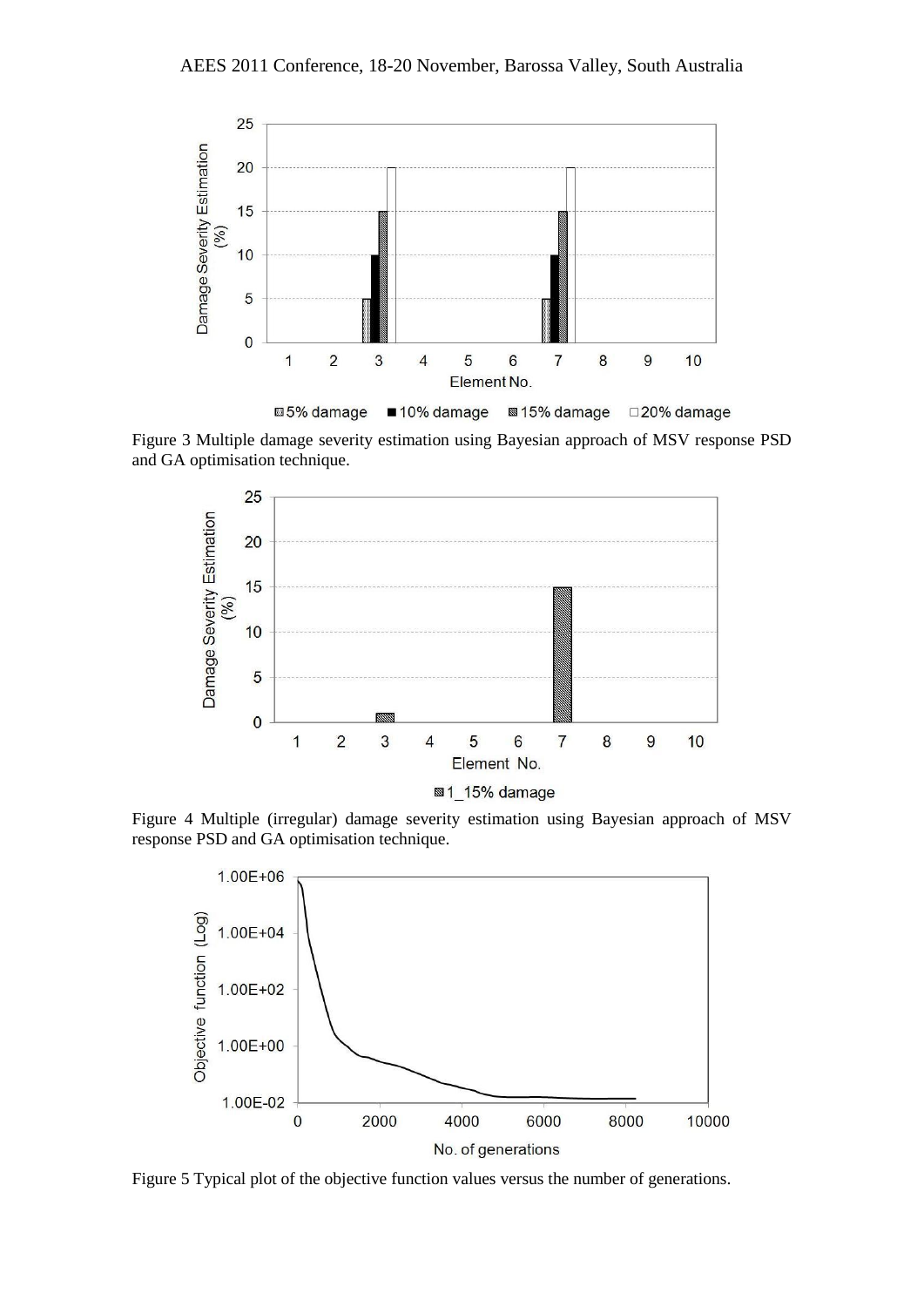Figure 3 Multiple damage severity estimation using Bayesian approach of MSV response PSD and GA optimisation technique.

Figure 4 Multiple (irregular) damage severity estimation using Bayesian approach of MSV response PSD and GA optimisation technique.

Figure 5 Typical plot of the objective function values versus the number of generations.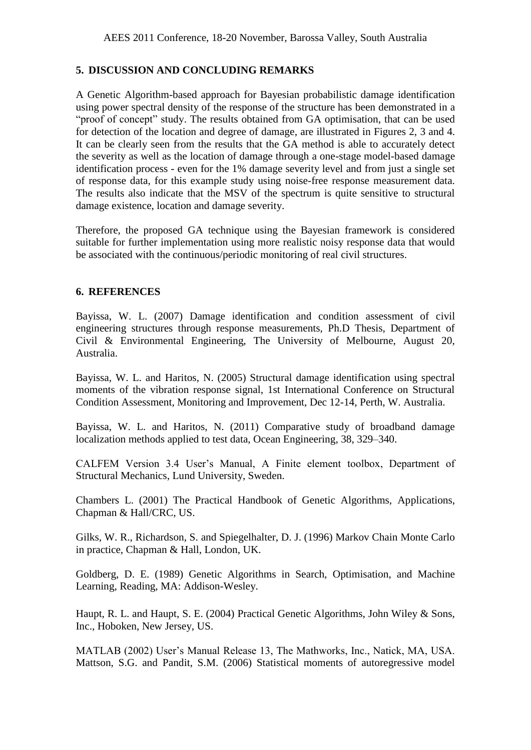## 5. DISCUSSION AND CONCLUDING REMARKS

A Genetic Algorithm-based approach for Bayesian probabilistic damage identification using power spectral density of the response of the structure has been demonstrated in a "proof of concept" study. The results obtained from GA optimisation, that can be used for detection of the location and degree of damage, are illustrated in Figures 2, 3 and 4. It can be clearly seen from the results that the GA method is able to accurately detect the severity as well as the location of damage through a one-stage model-based damage identification process - even for the 1% damage severity level and from just a single set of response data, for this example study using noise-free response measurement data. The results also indicate that the MSV of the spectrum is quite sensitive to structural damage existence, location and damage severity.

Therefore, the proposed GA technique using the Bayesian framework is considered suitable for further implementation using more realistic noisy response data that would be associated with the continuous/periodic monitoring of real civil structures.

## 6. REFERENCES

Bayissa, W. L. (2007) Damage identification and condition assessment of civil engineering structures through response measurements, Ph.D Thesis, Department of Civil & Environmental Engineering, The University of Melbourne, August 20, Australia.

Bayissa, W. L. and Haritos, N. (2005) Structural damage identification using spectral moments of the vibration response signal, 1st International Conference on Structural Condition Assessment, Monitoring and Improvement, Dec 12-14, Perth, W. Australia.

Bayissa, W. L. and Haritos, N. (2011) Comparative study of broadband damage localization methods applied to test data, Ocean Engineering, 38, 329–340.

CALFEM Version 3.4 User's Manual, A Finite element toolbox, Department of Structural Mechanics, Lund University, Sweden.

Chambers L. (2001) The Practical Handbook of Genetic Algorithms, Applications, Chapman & Hall/CRC, US.

Gilks, W. R., Richardson, S. and Spiegelhalter, D. J. (1996) Markov Chain Monte Carlo in practice, Chapman & Hall, London, UK.

Goldberg, D. E. (1989) Genetic Algorithms in Search, Optimisation, and Machine Learning, Reading, MA: Addison-Wesley.

Haupt, R. L. and Haupt, S. E. (2004) Practical Genetic Algorithms, John Wiley & Sons, Inc., Hoboken, New Jersey, US.

MATLAB (2002) User's Manual Release 13, The Mathworks, Inc., Natick, MA, USA.

Mattson, S.G. and Pandit, S.M. (2006) Statistical moments of autoregressive model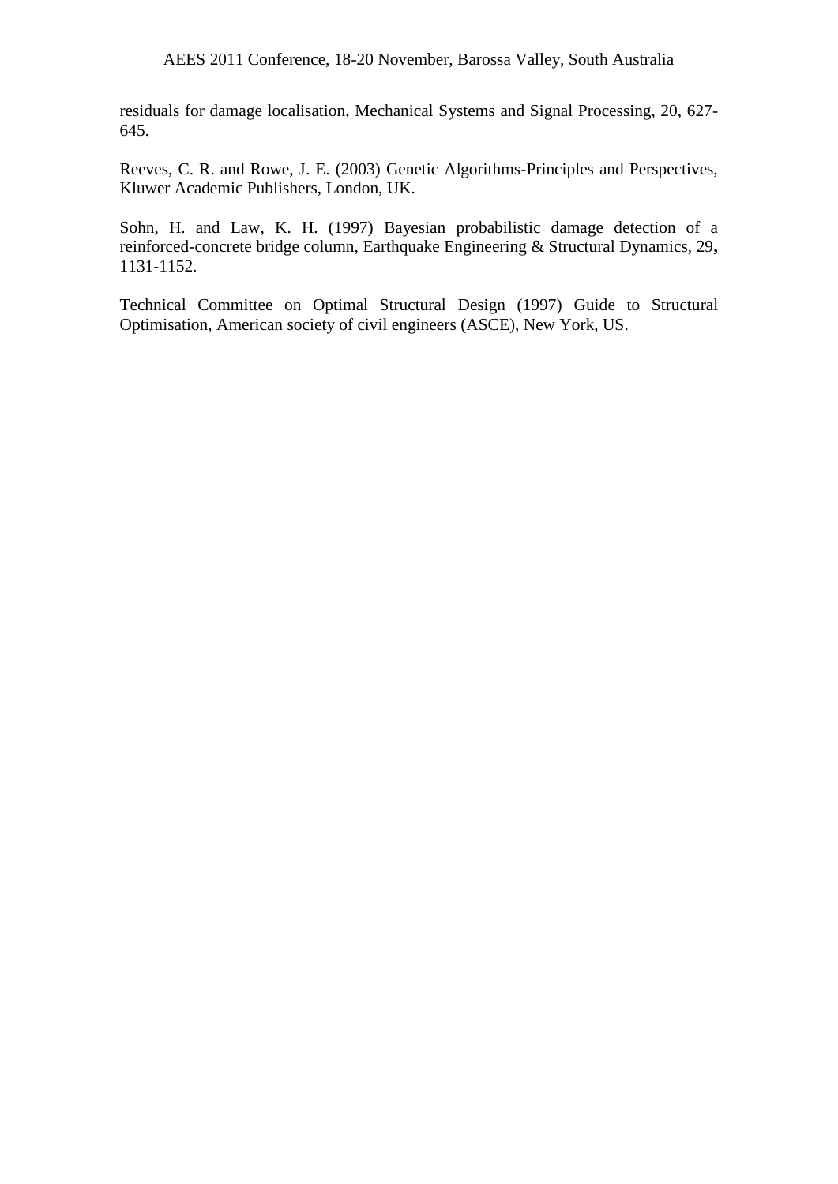residuals for damage localisation, Mechanical Systems and Signal Processing, 20, 627-645.

Reeves, C. R. and Rowe, J. E. (2003) Genetic Algorithms-Principles and Perspectives, Kluwer Academic Publishers, London, UK.

Sohn, H. and Law, K. H. (1997) Bayesian probabilistic damage detection of a reinforced-concrete bridge column, Earthquake Engineering & Structural Dynamics, 29**,** 1131-1152.

Technical Committee on Optimal Structural Design (1997) Guide to Structural Optimisation, American society of civil engineers (ASCE), New York, US.